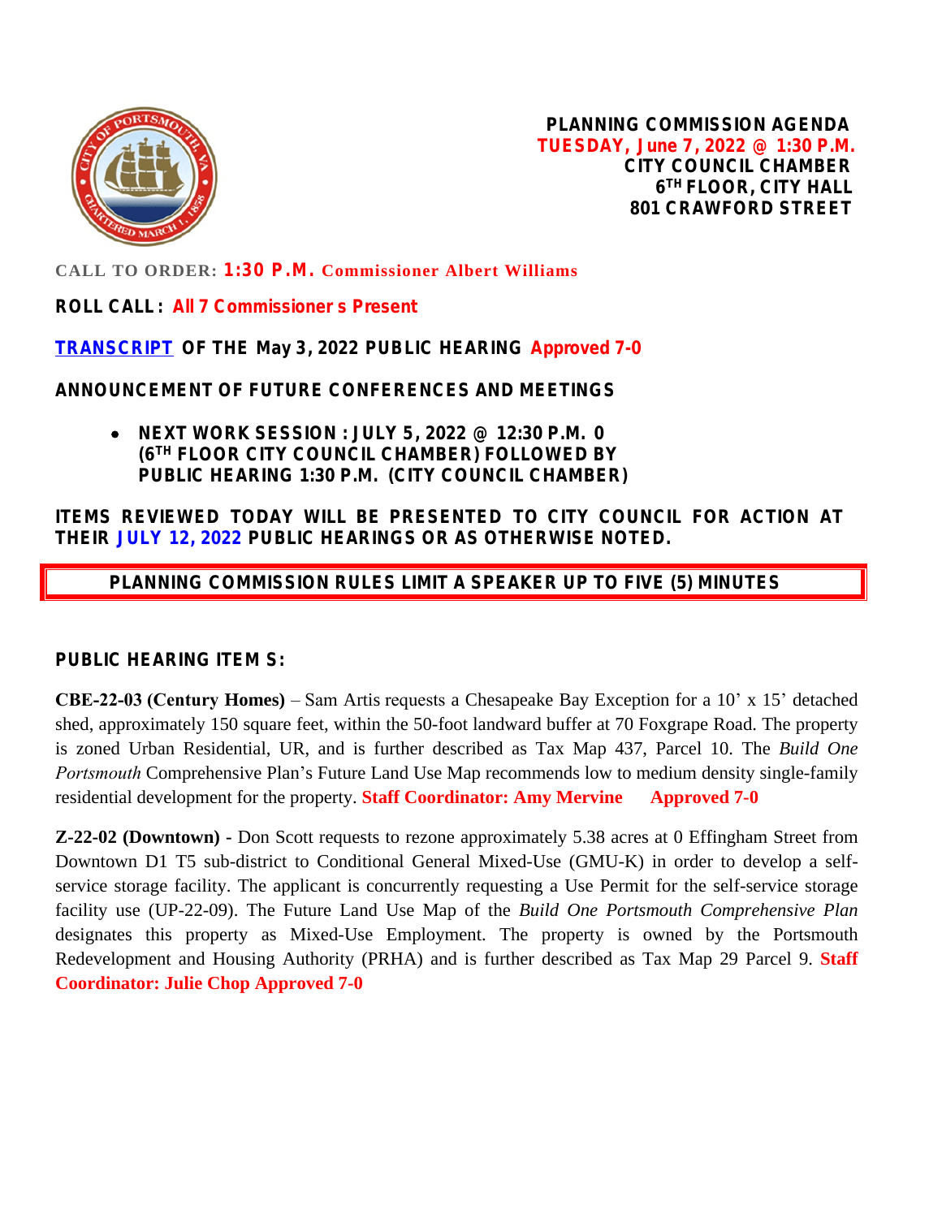**PLANNING COMMISSION AGENDA**
**TUESDAY, June 7, 2022 @ 1:30 P.M.**
**CITY COUNCIL CHAMBER**
**6TH FLOOR, CITY HALL**
**801 CRAWFORD STREET**

**CALL TO ORDER: 1:30 P.M. Commissioner Albert Williams**

**ROLL CALL: All 7 Commissioner s Present**

**TRANSCRIPT OF THE May 3, 2022 PUBLIC HEARING Approved 7-0**

**ANNOUNCEMENT OF FUTURE CONFERENCES AND MEETINGS**

- **NEXT WORK SESSION : JULY 5, 2022 @ 12:30 P.M. 0 (6TH FLOOR CITY COUNCIL CHAMBER) FOLLOWED BY PUBLIC HEARING 1:30 P.M. (CITY COUNCIL CHAMBER)**

**ITEMS REVIEWED TODAY WILL BE PRESENTED TO CITY COUNCIL FOR ACTION AT THEIR JULY 12, 2022 PUBLIC HEARINGS OR AS OTHERWISE NOTED.**

**PLANNING COMMISSION RULES LIMIT A SPEAKER UP TO FIVE (5) MINUTES**

**PUBLIC HEARING ITEM S:**

**CBE-22-03 (Century Homes)** – Sam Artis requests a Chesapeake Bay Exception for a 10' x 15' detached shed, approximately 150 square feet, within the 50-foot landward buffer at 70 Foxgrape Road. The property is zoned Urban Residential, UR, and is further described as Tax Map 437, Parcel 10. The *Build One Portsmouth* Comprehensive Plan's Future Land Use Map recommends low to medium density single-family residential development for the property. **Staff Coordinator: Amy Mervine Approved 7-0**

**Z-22-02 (Downtown)** - Don Scott requests to rezone approximately 5.38 acres at 0 Effingham Street from Downtown D1 T5 sub-district to Conditional General Mixed-Use (GMU-K) in order to develop a self-service storage facility. The applicant is concurrently requesting a Use Permit for the self-service storage facility use (UP-22-09). The Future Land Use Map of the *Build One Portsmouth Comprehensive Plan* designates this property as Mixed-Use Employment. The property is owned by the Portsmouth Redevelopment and Housing Authority (PRHA) and is further described as Tax Map 29 Parcel 9. **Staff Coordinator: Julie Chop Approved 7-0**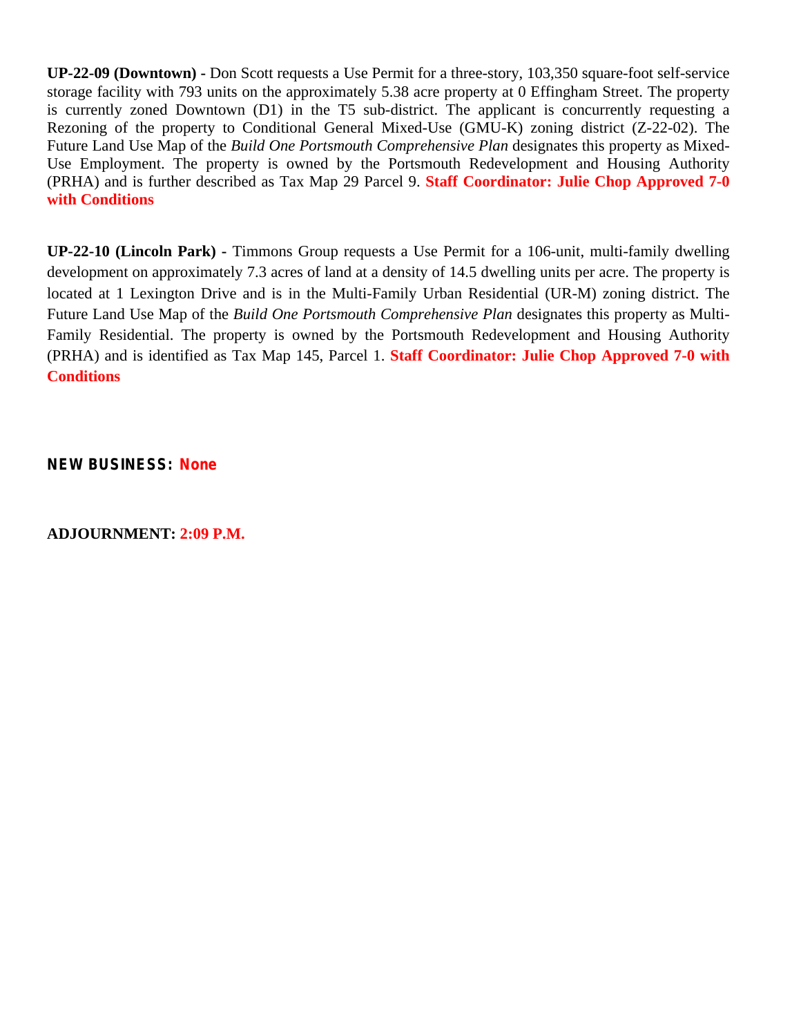**UP-22-09 (Downtown) -** Don Scott requests a Use Permit for a three-story, 103,350 square-foot self-service storage facility with 793 units on the approximately 5.38 acre property at 0 Effingham Street. The property is currently zoned Downtown (D1) in the T5 sub-district. The applicant is concurrently requesting a Rezoning of the property to Conditional General Mixed-Use (GMU-K) zoning district (Z-22-02). The Future Land Use Map of the *Build One Portsmouth Comprehensive Plan* designates this property as Mixed-Use Employment. The property is owned by the Portsmouth Redevelopment and Housing Authority (PRHA) and is further described as Tax Map 29 Parcel 9. **Staff Coordinator: Julie Chop Approved 7-0 with Conditions**

**UP-22-10 (Lincoln Park) -** Timmons Group requests a Use Permit for a 106-unit, multi-family dwelling development on approximately 7.3 acres of land at a density of 14.5 dwelling units per acre. The property is located at 1 Lexington Drive and is in the Multi-Family Urban Residential (UR-M) zoning district. The Future Land Use Map of the *Build One Portsmouth Comprehensive Plan* designates this property as Multi-Family Residential. The property is owned by the Portsmouth Redevelopment and Housing Authority (PRHA) and is identified as Tax Map 145, Parcel 1. **Staff Coordinator: Julie Chop Approved 7-0 with Conditions**

**NEW BUSINESS: None**

**ADJOURNMENT: 2:09 P.M.**